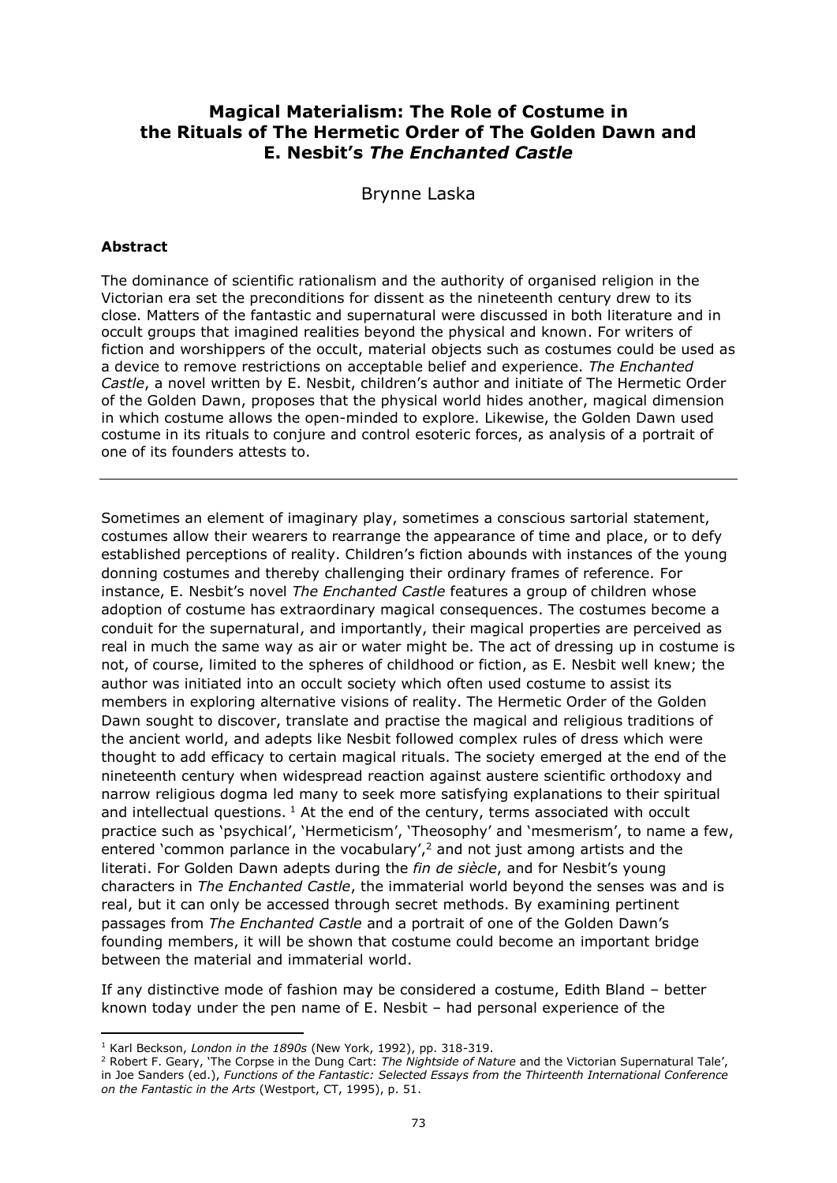# Magical Materialism: The Role of Costume in the Rituals of The Hermetic Order of The Golden Dawn and E. Nesbit's *The Enchanted Castle*

Brynne Laska

### Abstract

The dominance of scientific rationalism and the authority of organised religion in the Victorian era set the preconditions for dissent as the nineteenth century drew to its close. Matters of the fantastic and supernatural were discussed in both literature and in occult groups that imagined realities beyond the physical and known. For writers of fiction and worshippers of the occult, material objects such as costumes could be used as a device to remove restrictions on acceptable belief and experience. *The Enchanted Castle*, a novel written by E. Nesbit, children's author and initiate of The Hermetic Order of the Golden Dawn, proposes that the physical world hides another, magical dimension in which costume allows the open-minded to explore. Likewise, the Golden Dawn used costume in its rituals to conjure and control esoteric forces, as analysis of a portrait of one of its founders attests to.

---

Sometimes an element of imaginary play, sometimes a conscious sartorial statement, costumes allow their wearers to rearrange the appearance of time and place, or to defy established perceptions of reality. Children's fiction abounds with instances of the young donning costumes and thereby challenging their ordinary frames of reference. For instance, E. Nesbit's novel *The Enchanted Castle* features a group of children whose adoption of costume has extraordinary magical consequences. The costumes become a conduit for the supernatural, and importantly, their magical properties are perceived as real in much the same way as air or water might be. The act of dressing up in costume is not, of course, limited to the spheres of childhood or fiction, as E. Nesbit well knew; the author was initiated into an occult society which often used costume to assist its members in exploring alternative visions of reality. The Hermetic Order of the Golden Dawn sought to discover, translate and practise the magical and religious traditions of the ancient world, and adepts like Nesbit followed complex rules of dress which were thought to add efficacy to certain magical rituals. The society emerged at the end of the nineteenth century when widespread reaction against austere scientific orthodoxy and narrow religious dogma led many to seek more satisfying explanations to their spiritual and intellectual questions. [1] At the end of the century, terms associated with occult practice such as 'psychical', 'Hermeticism', 'Theosophy' and 'mesmerism', to name a few, entered 'common parlance in the vocabulary',[2] and not just among artists and the literati. For Golden Dawn adepts during the *fin de siècle*, and for Nesbit's young characters in *The Enchanted Castle*, the immaterial world beyond the senses was and is real, but it can only be accessed through secret methods. By examining pertinent passages from *The Enchanted Castle* and a portrait of one of the Golden Dawn's founding members, it will be shown that costume could become an important bridge between the material and immaterial world.

If any distinctive mode of fashion may be considered a costume, Edith Bland – better known today under the pen name of E. Nesbit – had personal experience of the

---

[1] Karl Beckson, *London in the 1890s* (New York, 1992), pp. 318-319.

[2] Robert F. Geary, 'The Corpse in the Dung Cart: *The Nightside of Nature* and the Victorian Supernatural Tale', in Joe Sanders (ed.), *Functions of the Fantastic: Selected Essays from the Thirteenth International Conference on the Fantastic in the Arts* (Westport, CT, 1995), p. 51.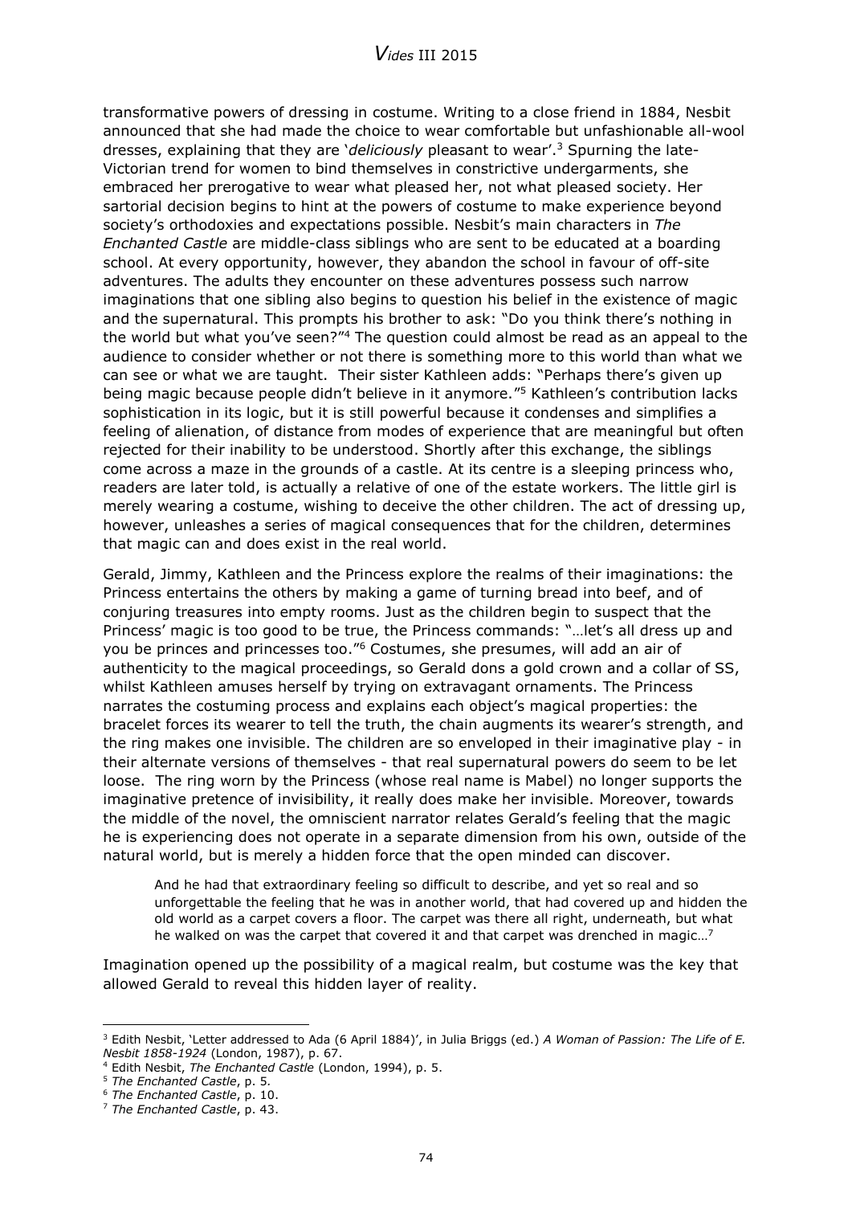transformative powers of dressing in costume. Writing to a close friend in 1884, Nesbit announced that she had made the choice to wear comfortable but unfashionable all-wool dresses, explaining that they are '*deliciously* pleasant to wear'.[3] Spurning the late-Victorian trend for women to bind themselves in constrictive undergarments, she embraced her prerogative to wear what pleased her, not what pleased society. Her sartorial decision begins to hint at the powers of costume to make experience beyond society's orthodoxies and expectations possible. Nesbit's main characters in *The Enchanted Castle* are middle-class siblings who are sent to be educated at a boarding school. At every opportunity, however, they abandon the school in favour of off-site adventures. The adults they encounter on these adventures possess such narrow imaginations that one sibling also begins to question his belief in the existence of magic and the supernatural. This prompts his brother to ask: "Do you think there's nothing in the world but what you've seen?"[4] The question could almost be read as an appeal to the audience to consider whether or not there is something more to this world than what we can see or what we are taught. Their sister Kathleen adds: "Perhaps there's given up being magic because people didn't believe in it anymore."[5] Kathleen's contribution lacks sophistication in its logic, but it is still powerful because it condenses and simplifies a feeling of alienation, of distance from modes of experience that are meaningful but often rejected for their inability to be understood. Shortly after this exchange, the siblings come across a maze in the grounds of a castle. At its centre is a sleeping princess who, readers are later told, is actually a relative of one of the estate workers. The little girl is merely wearing a costume, wishing to deceive the other children. The act of dressing up, however, unleashes a series of magical consequences that for the children, determines that magic can and does exist in the real world.

Gerald, Jimmy, Kathleen and the Princess explore the realms of their imaginations: the Princess entertains the others by making a game of turning bread into beef, and of conjuring treasures into empty rooms. Just as the children begin to suspect that the Princess' magic is too good to be true, the Princess commands: "…let's all dress up and you be princes and princesses too."[6] Costumes, she presumes, will add an air of authenticity to the magical proceedings, so Gerald dons a gold crown and a collar of SS, whilst Kathleen amuses herself by trying on extravagant ornaments. The Princess narrates the costuming process and explains each object's magical properties: the bracelet forces its wearer to tell the truth, the chain augments its wearer's strength, and the ring makes one invisible. The children are so enveloped in their imaginative play - in their alternate versions of themselves - that real supernatural powers do seem to be let loose. The ring worn by the Princess (whose real name is Mabel) no longer supports the imaginative pretence of invisibility, it really does make her invisible. Moreover, towards the middle of the novel, the omniscient narrator relates Gerald's feeling that the magic he is experiencing does not operate in a separate dimension from his own, outside of the natural world, but is merely a hidden force that the open minded can discover.

> And he had that extraordinary feeling so difficult to describe, and yet so real and so unforgettable the feeling that he was in another world, that had covered up and hidden the old world as a carpet covers a floor. The carpet was there all right, underneath, but what he walked on was the carpet that covered it and that carpet was drenched in magic…[7]

Imagination opened up the possibility of a magical realm, but costume was the key that allowed Gerald to reveal this hidden layer of reality.

---

[3] Edith Nesbit, 'Letter addressed to Ada (6 April 1884)', in Julia Briggs (ed.) *A Woman of Passion: The Life of E. Nesbit 1858-1924* (London, 1987), p. 67.

[4] Edith Nesbit, *The Enchanted Castle* (London, 1994), p. 5.

[5] *The Enchanted Castle*, p. 5.

[6] *The Enchanted Castle*, p. 10.

[7] *The Enchanted Castle*, p. 43.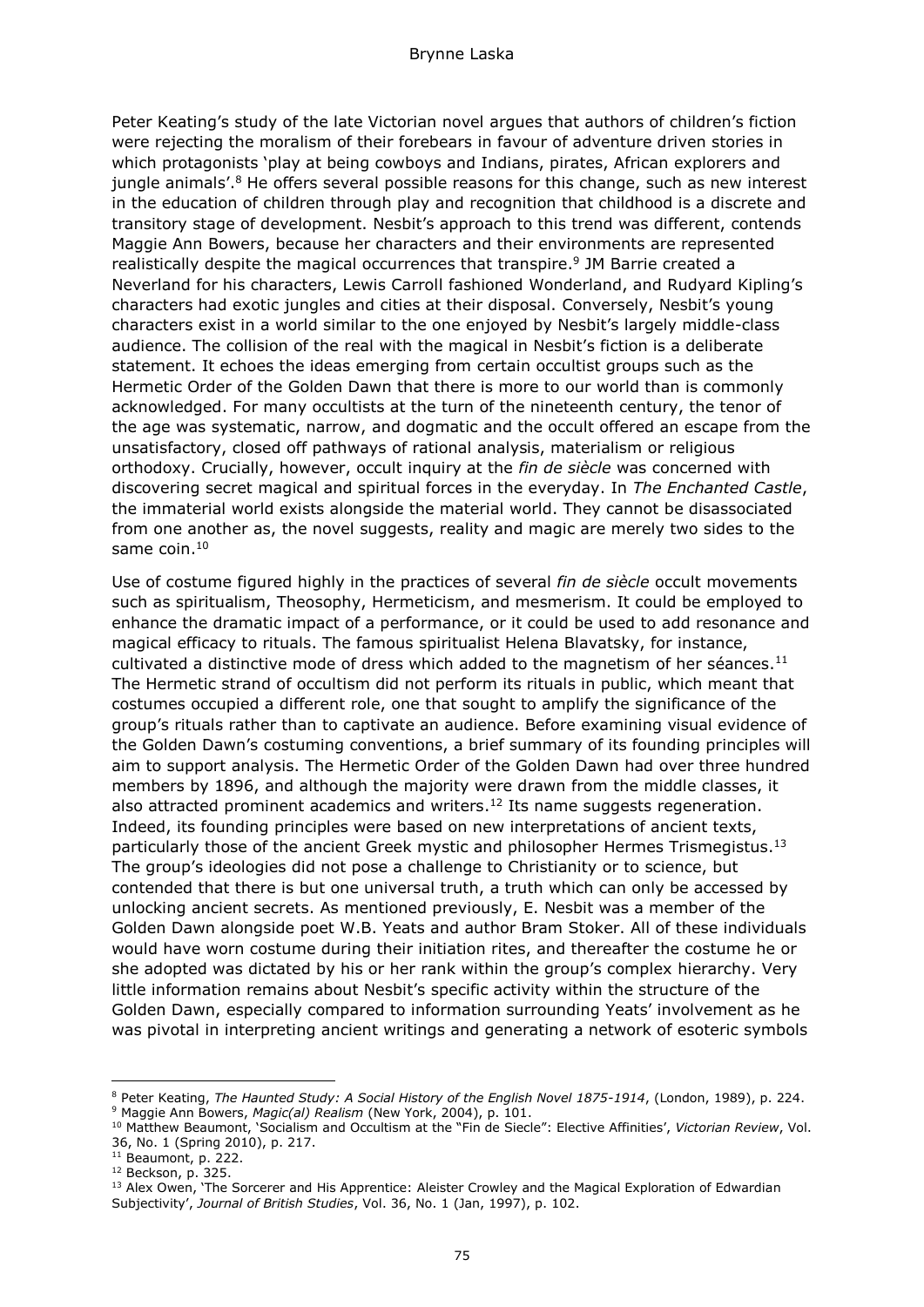Peter Keating's study of the late Victorian novel argues that authors of children's fiction were rejecting the moralism of their forebears in favour of adventure driven stories in which protagonists 'play at being cowboys and Indians, pirates, African explorers and jungle animals'.[8] He offers several possible reasons for this change, such as new interest in the education of children through play and recognition that childhood is a discrete and transitory stage of development. Nesbit's approach to this trend was different, contends Maggie Ann Bowers, because her characters and their environments are represented realistically despite the magical occurrences that transpire.[9] JM Barrie created a Neverland for his characters, Lewis Carroll fashioned Wonderland, and Rudyard Kipling's characters had exotic jungles and cities at their disposal. Conversely, Nesbit's young characters exist in a world similar to the one enjoyed by Nesbit's largely middle-class audience. The collision of the real with the magical in Nesbit's fiction is a deliberate statement. It echoes the ideas emerging from certain occultist groups such as the Hermetic Order of the Golden Dawn that there is more to our world than is commonly acknowledged. For many occultists at the turn of the nineteenth century, the tenor of the age was systematic, narrow, and dogmatic and the occult offered an escape from the unsatisfactory, closed off pathways of rational analysis, materialism or religious orthodoxy. Crucially, however, occult inquiry at the *fin de siècle* was concerned with discovering secret magical and spiritual forces in the everyday. In *The Enchanted Castle*, the immaterial world exists alongside the material world. They cannot be disassociated from one another as, the novel suggests, reality and magic are merely two sides to the same coin.[10]

Use of costume figured highly in the practices of several *fin de siècle* occult movements such as spiritualism, Theosophy, Hermeticism, and mesmerism. It could be employed to enhance the dramatic impact of a performance, or it could be used to add resonance and magical efficacy to rituals. The famous spiritualist Helena Blavatsky, for instance, cultivated a distinctive mode of dress which added to the magnetism of her séances.[11] The Hermetic strand of occultism did not perform its rituals in public, which meant that costumes occupied a different role, one that sought to amplify the significance of the group's rituals rather than to captivate an audience. Before examining visual evidence of the Golden Dawn's costuming conventions, a brief summary of its founding principles will aim to support analysis. The Hermetic Order of the Golden Dawn had over three hundred members by 1896, and although the majority were drawn from the middle classes, it also attracted prominent academics and writers.[12] Its name suggests regeneration. Indeed, its founding principles were based on new interpretations of ancient texts, particularly those of the ancient Greek mystic and philosopher Hermes Trismegistus.[13] The group's ideologies did not pose a challenge to Christianity or to science, but contended that there is but one universal truth, a truth which can only be accessed by unlocking ancient secrets. As mentioned previously, E. Nesbit was a member of the Golden Dawn alongside poet W.B. Yeats and author Bram Stoker. All of these individuals would have worn costume during their initiation rites, and thereafter the costume he or she adopted was dictated by his or her rank within the group's complex hierarchy. Very little information remains about Nesbit's specific activity within the structure of the Golden Dawn, especially compared to information surrounding Yeats' involvement as he was pivotal in interpreting ancient writings and generating a network of esoteric symbols

---

[8] Peter Keating, *The Haunted Study: A Social History of the English Novel 1875-1914*, (London, 1989), p. 224.

[9] Maggie Ann Bowers, *Magic(al) Realism* (New York, 2004), p. 101.

[10] Matthew Beaumont, 'Socialism and Occultism at the "Fin de Siecle": Elective Affinities', *Victorian Review*, Vol. 36, No. 1 (Spring 2010), p. 217.

[11] Beaumont, p. 222.

[12] Beckson, p. 325.

[13] Alex Owen, 'The Sorcerer and His Apprentice: Aleister Crowley and the Magical Exploration of Edwardian Subjectivity', *Journal of British Studies*, Vol. 36, No. 1 (Jan, 1997), p. 102.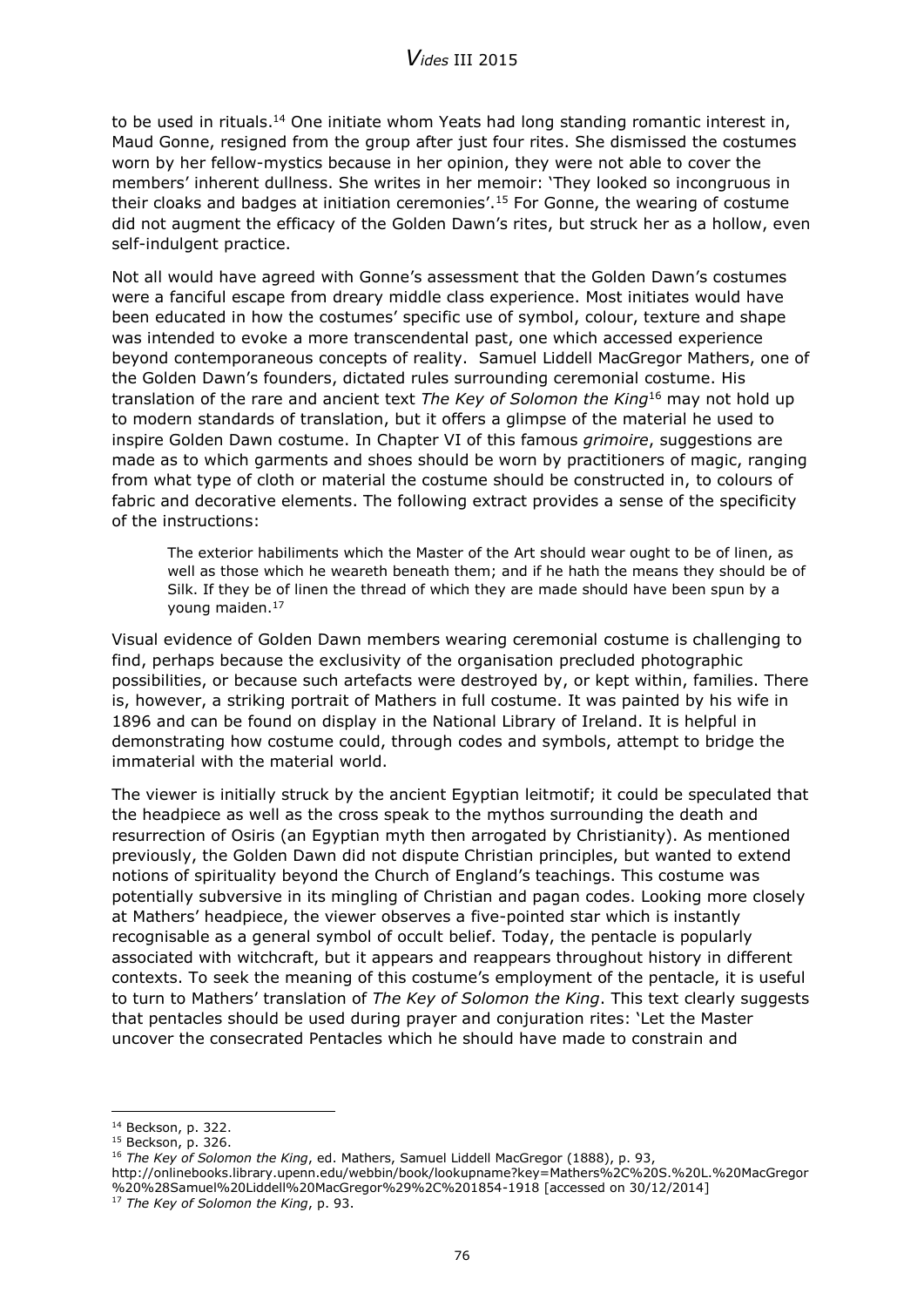to be used in rituals.[14] One initiate whom Yeats had long standing romantic interest in, Maud Gonne, resigned from the group after just four rites. She dismissed the costumes worn by her fellow-mystics because in her opinion, they were not able to cover the members' inherent dullness. She writes in her memoir: 'They looked so incongruous in their cloaks and badges at initiation ceremonies'.[15] For Gonne, the wearing of costume did not augment the efficacy of the Golden Dawn's rites, but struck her as a hollow, even self-indulgent practice.

Not all would have agreed with Gonne's assessment that the Golden Dawn's costumes were a fanciful escape from dreary middle class experience. Most initiates would have been educated in how the costumes' specific use of symbol, colour, texture and shape was intended to evoke a more transcendental past, one which accessed experience beyond contemporaneous concepts of reality. Samuel Liddell MacGregor Mathers, one of the Golden Dawn's founders, dictated rules surrounding ceremonial costume. His translation of the rare and ancient text *The Key of Solomon the King*[16] may not hold up to modern standards of translation, but it offers a glimpse of the material he used to inspire Golden Dawn costume. In Chapter VI of this famous *grimoire*, suggestions are made as to which garments and shoes should be worn by practitioners of magic, ranging from what type of cloth or material the costume should be constructed in, to colours of fabric and decorative elements. The following extract provides a sense of the specificity of the instructions:

> The exterior habiliments which the Master of the Art should wear ought to be of linen, as well as those which he weareth beneath them; and if he hath the means they should be of Silk. If they be of linen the thread of which they are made should have been spun by a young maiden.[17]

Visual evidence of Golden Dawn members wearing ceremonial costume is challenging to find, perhaps because the exclusivity of the organisation precluded photographic possibilities, or because such artefacts were destroyed by, or kept within, families. There is, however, a striking portrait of Mathers in full costume. It was painted by his wife in 1896 and can be found on display in the National Library of Ireland. It is helpful in demonstrating how costume could, through codes and symbols, attempt to bridge the immaterial with the material world.

The viewer is initially struck by the ancient Egyptian leitmotif; it could be speculated that the headpiece as well as the cross speak to the mythos surrounding the death and resurrection of Osiris (an Egyptian myth then arrogated by Christianity). As mentioned previously, the Golden Dawn did not dispute Christian principles, but wanted to extend notions of spirituality beyond the Church of England's teachings. This costume was potentially subversive in its mingling of Christian and pagan codes. Looking more closely at Mathers' headpiece, the viewer observes a five-pointed star which is instantly recognisable as a general symbol of occult belief. Today, the pentacle is popularly associated with witchcraft, but it appears and reappears throughout history in different contexts. To seek the meaning of this costume's employment of the pentacle, it is useful to turn to Mathers' translation of *The Key of Solomon the King*. This text clearly suggests that pentacles should be used during prayer and conjuration rites: 'Let the Master uncover the consecrated Pentacles which he should have made to constrain and

---

[14] Beckson, p. 322.

[15] Beckson, p. 326.

[16] *The Key of Solomon the King*, ed. Mathers, Samuel Liddell MacGregor (1888), p. 93, http://onlinebooks.library.upenn.edu/webbin/book/lookupname?key=Mathers%2C%20S.%20L.%20MacGregor%20%28Samuel%20Liddell%20MacGregor%29%2C%201854-1918 [accessed on 30/12/2014]

[17] *The Key of Solomon the King*, p. 93.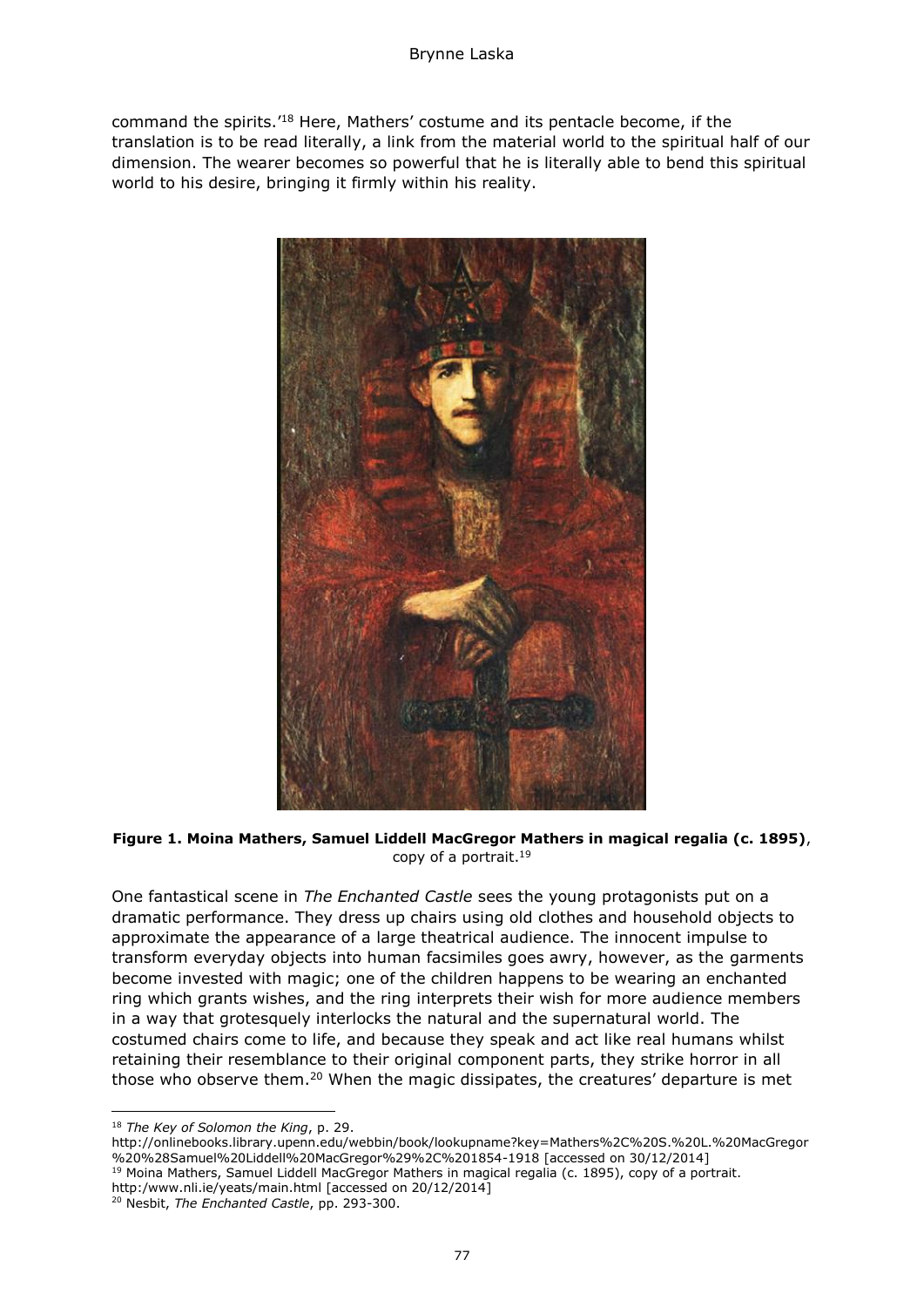command the spirits.'[18] Here, Mathers' costume and its pentacle become, if the translation is to be read literally, a link from the material world to the spiritual half of our dimension. The wearer becomes so powerful that he is literally able to bend this spiritual world to his desire, bringing it firmly within his reality.

**Figure 1. Moina Mathers, Samuel Liddell MacGregor Mathers in magical regalia (c. 1895)**, copy of a portrait.[19]

One fantastical scene in *The Enchanted Castle* sees the young protagonists put on a dramatic performance. They dress up chairs using old clothes and household objects to approximate the appearance of a large theatrical audience. The innocent impulse to transform everyday objects into human facsimiles goes awry, however, as the garments become invested with magic; one of the children happens to be wearing an enchanted ring which grants wishes, and the ring interprets their wish for more audience members in a way that grotesquely interlocks the natural and the supernatural world. The costumed chairs come to life, and because they speak and act like real humans whilst retaining their resemblance to their original component parts, they strike horror in all those who observe them.[20] When the magic dissipates, the creatures' departure is met

---

[18] *The Key of Solomon the King*, p. 29. http://onlinebooks.library.upenn.edu/webbin/book/lookupname?key=Mathers%2C%20S.%20L.%20MacGregor%20%28Samuel%20Liddell%20MacGregor%29%2C%201854-1918 [accessed on 30/12/2014]

[19] Moina Mathers, Samuel Liddell MacGregor Mathers in magical regalia (c. 1895), copy of a portrait. http:/www.nli.ie/yeats/main.html [accessed on 20/12/2014]

[20] Nesbit, *The Enchanted Castle*, pp. 293-300.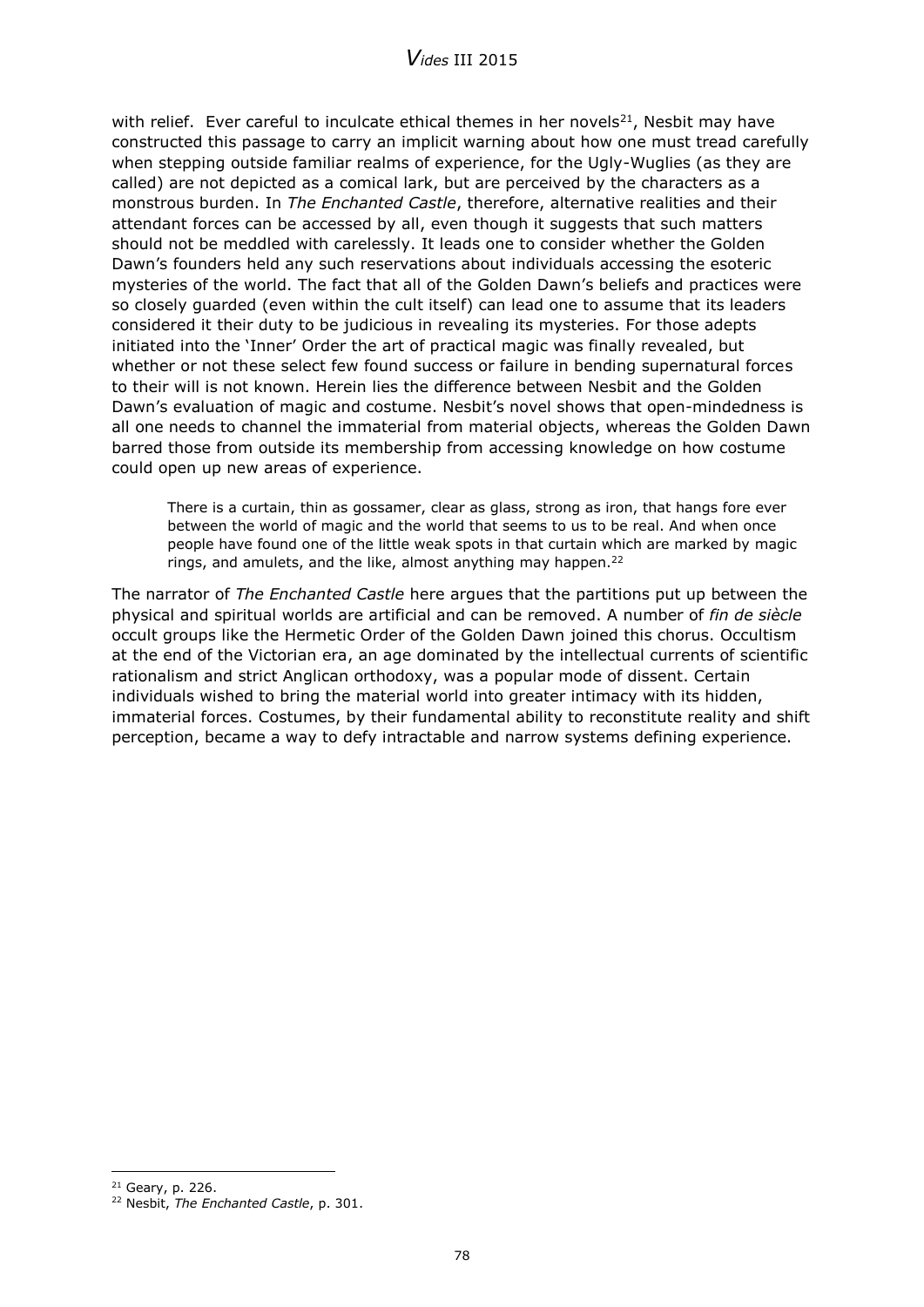with relief. Ever careful to inculcate ethical themes in her novels[21], Nesbit may have constructed this passage to carry an implicit warning about how one must tread carefully when stepping outside familiar realms of experience, for the Ugly-Wuglies (as they are called) are not depicted as a comical lark, but are perceived by the characters as a monstrous burden. In *The Enchanted Castle*, therefore, alternative realities and their attendant forces can be accessed by all, even though it suggests that such matters should not be meddled with carelessly. It leads one to consider whether the Golden Dawn's founders held any such reservations about individuals accessing the esoteric mysteries of the world. The fact that all of the Golden Dawn's beliefs and practices were so closely guarded (even within the cult itself) can lead one to assume that its leaders considered it their duty to be judicious in revealing its mysteries. For those adepts initiated into the 'Inner' Order the art of practical magic was finally revealed, but whether or not these select few found success or failure in bending supernatural forces to their will is not known. Herein lies the difference between Nesbit and the Golden Dawn's evaluation of magic and costume. Nesbit's novel shows that open-mindedness is all one needs to channel the immaterial from material objects, whereas the Golden Dawn barred those from outside its membership from accessing knowledge on how costume could open up new areas of experience.

> There is a curtain, thin as gossamer, clear as glass, strong as iron, that hangs fore ever between the world of magic and the world that seems to us to be real. And when once people have found one of the little weak spots in that curtain which are marked by magic rings, and amulets, and the like, almost anything may happen.[22]

The narrator of *The Enchanted Castle* here argues that the partitions put up between the physical and spiritual worlds are artificial and can be removed. A number of *fin de siècle* occult groups like the Hermetic Order of the Golden Dawn joined this chorus. Occultism at the end of the Victorian era, an age dominated by the intellectual currents of scientific rationalism and strict Anglican orthodoxy, was a popular mode of dissent. Certain individuals wished to bring the material world into greater intimacy with its hidden, immaterial forces. Costumes, by their fundamental ability to reconstitute reality and shift perception, became a way to defy intractable and narrow systems defining experience.

[21] Geary, p. 226.

[22] Nesbit, *The Enchanted Castle*, p. 301.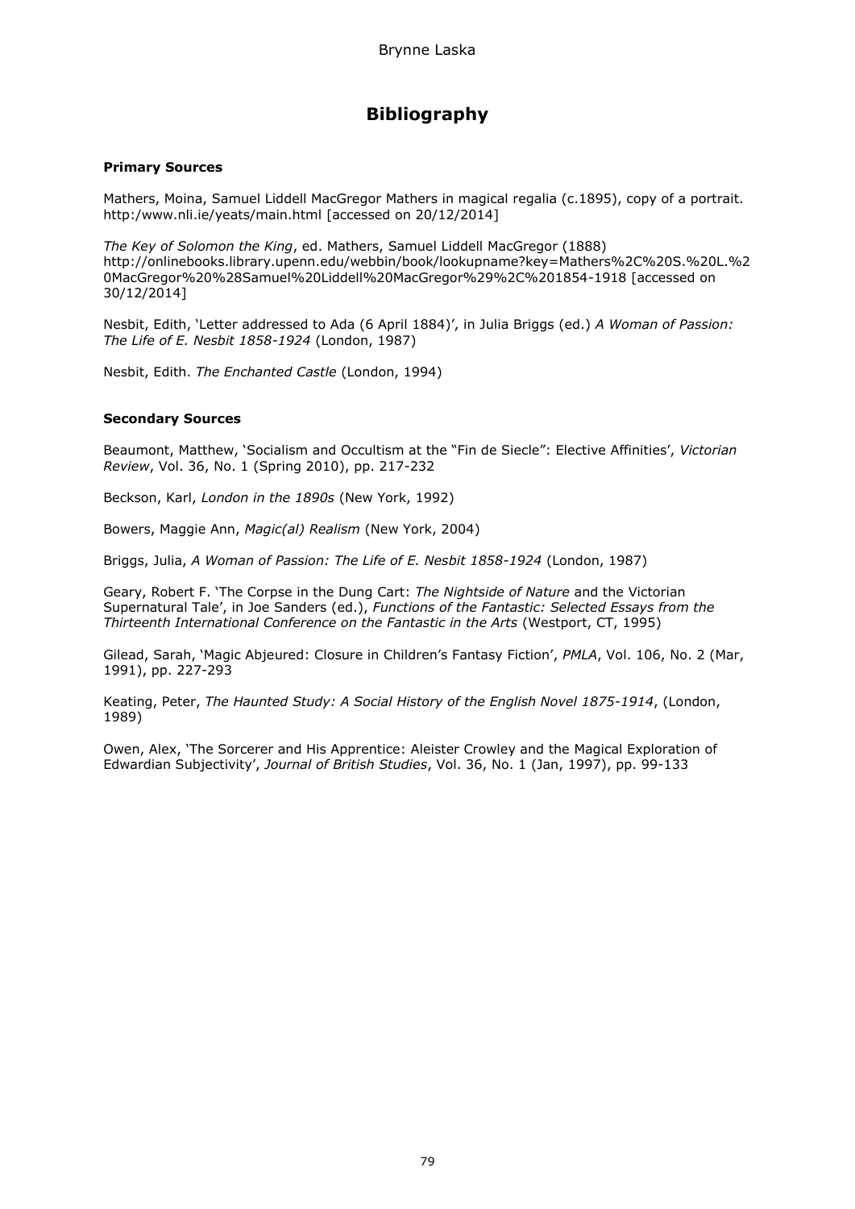# Bibliography

**Primary Sources**

Mathers, Moina, Samuel Liddell MacGregor Mathers in magical regalia (c.1895), copy of a portrait. http:/www.nli.ie/yeats/main.html [accessed on 20/12/2014]

*The Key of Solomon the King*, ed. Mathers, Samuel Liddell MacGregor (1888) http://onlinebooks.library.upenn.edu/webbin/book/lookupname?key=Mathers%2C%20S.%20L.%20MacGregor%20%28Samuel%20Liddell%20MacGregor%29%2C%201854-1918 [accessed on 30/12/2014]

Nesbit, Edith, 'Letter addressed to Ada (6 April 1884)', in Julia Briggs (ed.) *A Woman of Passion: The Life of E. Nesbit 1858-1924* (London, 1987)

Nesbit, Edith. *The Enchanted Castle* (London, 1994)

**Secondary Sources**

Beaumont, Matthew, 'Socialism and Occultism at the "Fin de Siecle": Elective Affinities', *Victorian Review*, Vol. 36, No. 1 (Spring 2010), pp. 217-232

Beckson, Karl, *London in the 1890s* (New York, 1992)

Bowers, Maggie Ann, *Magic(al) Realism* (New York, 2004)

Briggs, Julia, *A Woman of Passion: The Life of E. Nesbit 1858-1924* (London, 1987)

Geary, Robert F. 'The Corpse in the Dung Cart: *The Nightside of Nature* and the Victorian Supernatural Tale', in Joe Sanders (ed.), *Functions of the Fantastic: Selected Essays from the Thirteenth International Conference on the Fantastic in the Arts* (Westport, CT, 1995)

Gilead, Sarah, 'Magic Abjeured: Closure in Children's Fantasy Fiction', *PMLA*, Vol. 106, No. 2 (Mar, 1991), pp. 227-293

Keating, Peter, *The Haunted Study: A Social History of the English Novel 1875-1914*, (London, 1989)

Owen, Alex, 'The Sorcerer and His Apprentice: Aleister Crowley and the Magical Exploration of Edwardian Subjectivity', *Journal of British Studies*, Vol. 36, No. 1 (Jan, 1997), pp. 99-133